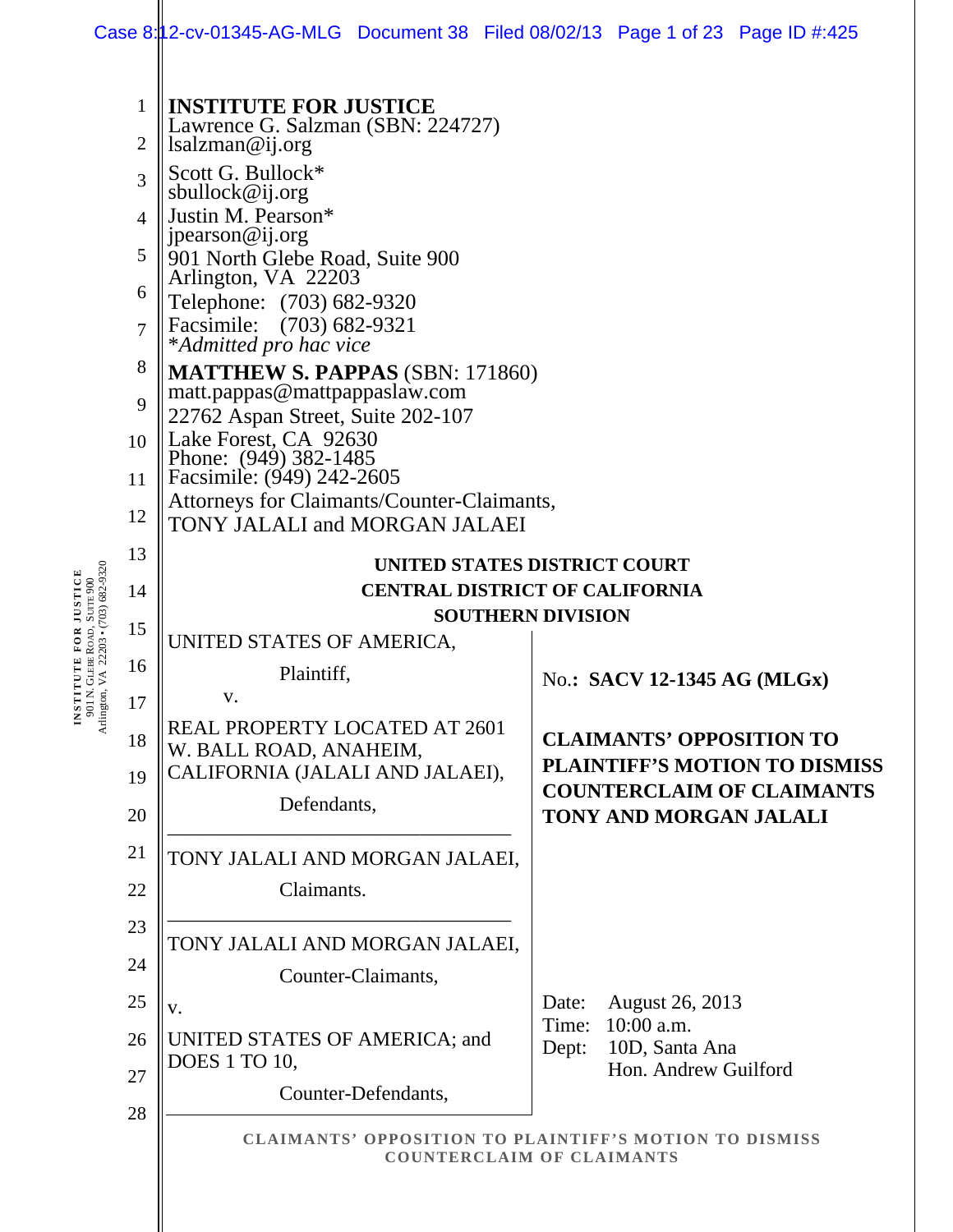**INSTITUTE FOR JUSTICE**
Lawrence G. Salzman (SBN: 224727)
lsalzman@ij.org
Scott G. Bullock*
sbullock@ij.org
Justin M. Pearson*
jpearson@ij.org
901 North Glebe Road, Suite 900
Arlington, VA 22203
Telephone: (703) 682-9320
Facsimile: (703) 682-9321
**Admitted pro hac vice*

**MATTHEW S. PAPPAS** (SBN: 171860)
matt.pappas@mattpappaslaw.com
22762 Aspan Street, Suite 202-107
Lake Forest, CA 92630
Phone: (949) 382-1485
Facsimile: (949) 242-2605
Attorneys for Claimants/Counter-Claimants,
TONY JALALI and MORGAN JALAEI

**UNITED STATES DISTRICT COURT**
**CENTRAL DISTRICT OF CALIFORNIA**
**SOUTHERN DIVISION**

UNITED STATES OF AMERICA,

Plaintiff,

v.

REAL PROPERTY LOCATED AT 2601 W. BALL ROAD, ANAHEIM, CALIFORNIA (JALALI AND JALAEI),

Defendants,

---

TONY JALALI AND MORGAN JALAEI,

Claimants.

---

TONY JALALI AND MORGAN JALAEI,

Counter-Claimants,

v.

UNITED STATES OF AMERICA; and DOES 1 TO 10,

Counter-Defendants,

No.: **SACV 12-1345 AG (MLGx)**

**CLAIMANTS' OPPOSITION TO PLAINTIFF'S MOTION TO DISMISS COUNTERCLAIM OF CLAIMANTS TONY AND MORGAN JALALI**

Date: August 26, 2013
Time: 10:00 a.m.
Dept: 10D, Santa Ana
Hon. Andrew Guilford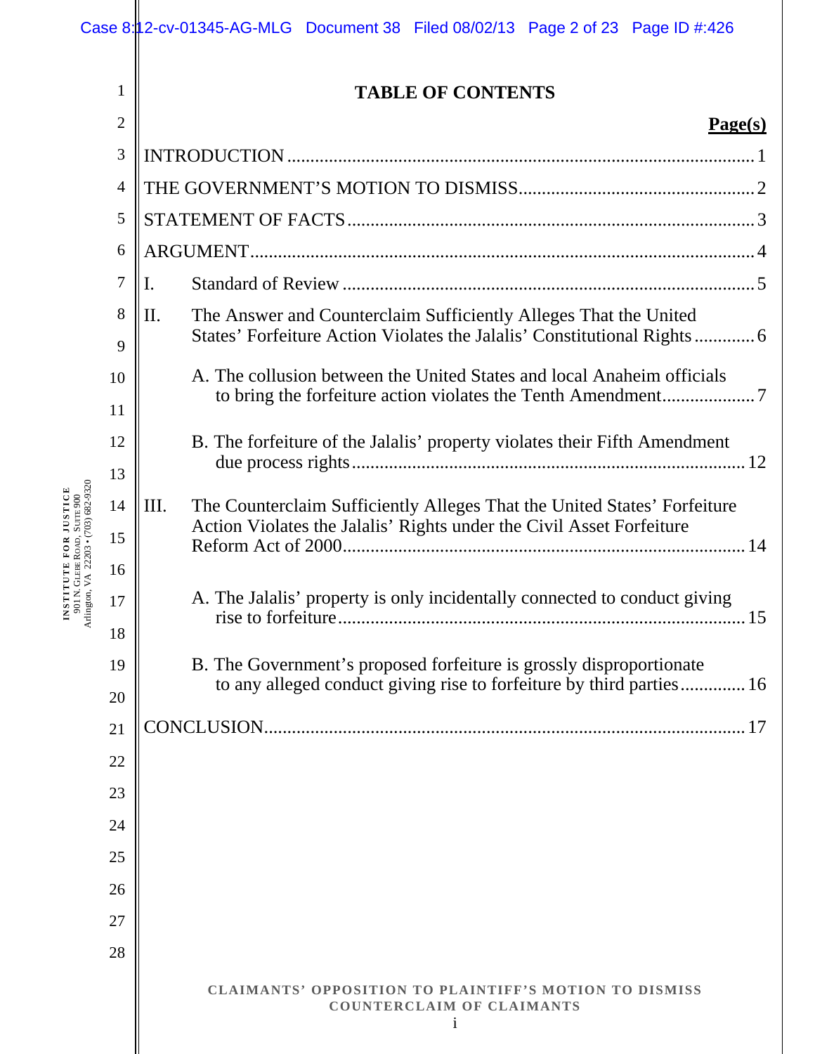# TABLE OF CONTENTS

| | Page(s) |
|---|---|
| INTRODUCTION | 1 |
| THE GOVERNMENT'S MOTION TO DISMISS | 2 |
| STATEMENT OF FACTS | 3 |
| ARGUMENT | 4 |
| I. Standard of Review | 5 |
| II. The Answer and Counterclaim Sufficiently Alleges That the United States' Forfeiture Action Violates the Jalalis' Constitutional Rights | 6 |
| A. The collusion between the United States and local Anaheim officials to bring the forfeiture action violates the Tenth Amendment | 7 |
| B. The forfeiture of the Jalalis' property violates their Fifth Amendment due process rights | 12 |
| III. The Counterclaim Sufficiently Alleges That the United States' Forfeiture Action Violates the Jalalis' Rights under the Civil Asset Forfeiture Reform Act of 2000 | 14 |
| A. The Jalalis' property is only incidentally connected to conduct giving rise to forfeiture | 15 |
| B. The Government's proposed forfeiture is grossly disproportionate to any alleged conduct giving rise to forfeiture by third parties | 16 |
| CONCLUSION | 17 |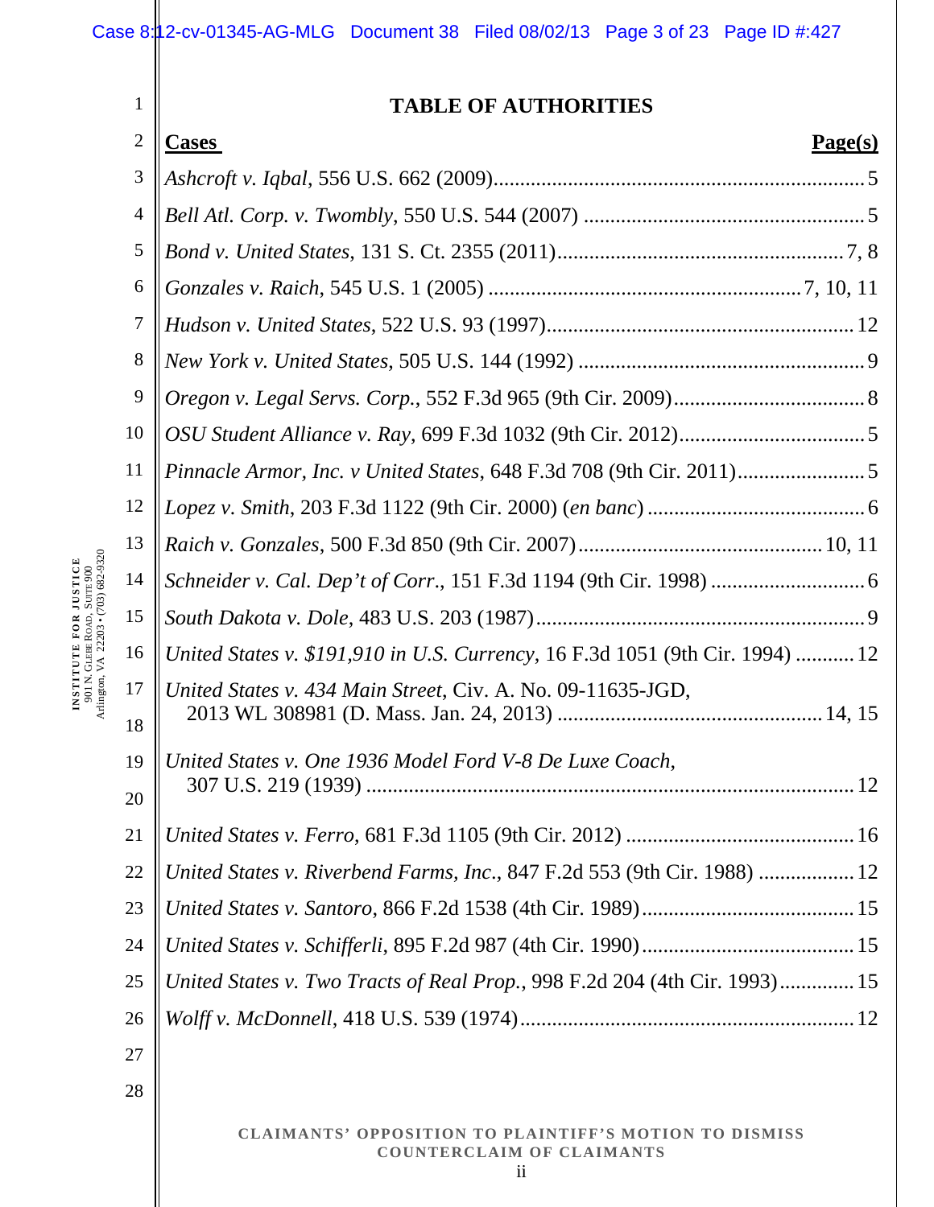## TABLE OF AUTHORITIES

| Cases | Page(s) |
|---|---|
| *Ashcroft v. Iqbal*, 556 U.S. 662 (2009) | 5 |
| *Bell Atl. Corp. v. Twombly*, 550 U.S. 544 (2007) | 5 |
| *Bond v. United States*, 131 S. Ct. 2355 (2011) | 7, 8 |
| *Gonzales v. Raich*, 545 U.S. 1 (2005) | 7, 10, 11 |
| *Hudson v. United States*, 522 U.S. 93 (1997) | 12 |
| *New York v. United States*, 505 U.S. 144 (1992) | 9 |
| *Oregon v. Legal Servs. Corp.*, 552 F.3d 965 (9th Cir. 2009) | 8 |
| *OSU Student Alliance v. Ray*, 699 F.3d 1032 (9th Cir. 2012) | 5 |
| *Pinnacle Armor, Inc. v United States*, 648 F.3d 708 (9th Cir. 2011) | 5 |
| *Lopez v. Smith*, 203 F.3d 1122 (9th Cir. 2000) (*en banc*) | 6 |
| *Raich v. Gonzales*, 500 F.3d 850 (9th Cir. 2007) | 10, 11 |
| *Schneider v. Cal. Dep't of Corr.*, 151 F.3d 1194 (9th Cir. 1998) | 6 |
| *South Dakota v. Dole*, 483 U.S. 203 (1987) | 9 |
| *United States v. $191,910 in U.S. Currency*, 16 F.3d 1051 (9th Cir. 1994) | 12 |
| *United States v. 434 Main Street*, Civ. A. No. 09-11635-JGD, 2013 WL 308981 (D. Mass. Jan. 24, 2013) | 14, 15 |
| *United States v. One 1936 Model Ford V-8 De Luxe Coach*, 307 U.S. 219 (1939) | 12 |
| *United States v. Ferro*, 681 F.3d 1105 (9th Cir. 2012) | 16 |
| *United States v. Riverbend Farms, Inc*., 847 F.2d 553 (9th Cir. 1988) | 12 |
| *United States v. Santoro*, 866 F.2d 1538 (4th Cir. 1989) | 15 |
| *United States v. Schifferli*, 895 F.2d 987 (4th Cir. 1990) | 15 |
| *United States v. Two Tracts of Real Prop.*, 998 F.2d 204 (4th Cir. 1993) | 15 |
| *Wolff v. McDonnell*, 418 U.S. 539 (1974) | 12 |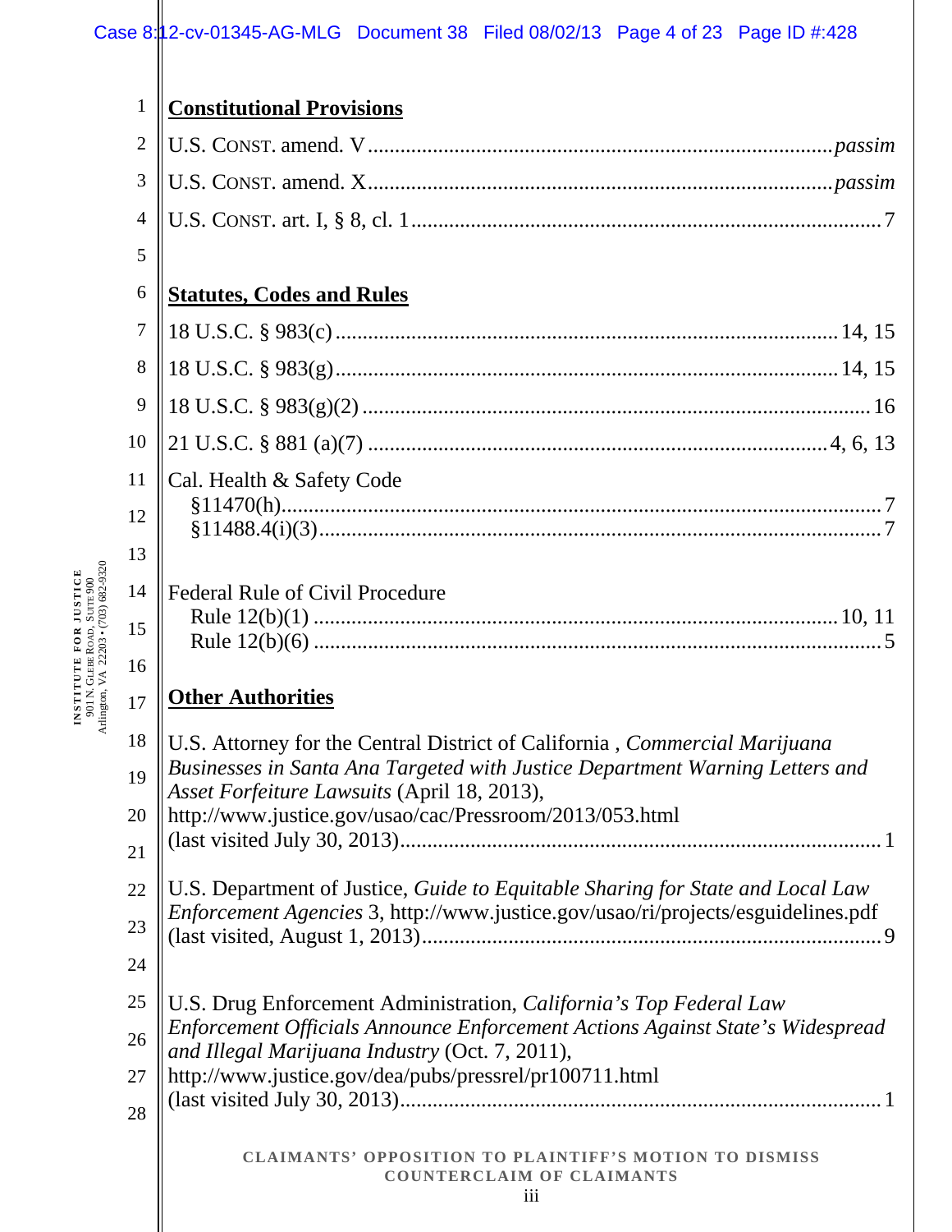## Constitutional Provisions

U.S. CONST. amend. V .................... *passim*

U.S. CONST. amend. X .................... *passim*

U.S. CONST. art. I, § 8, cl. 1 .................... 7

## Statutes, Codes and Rules

18 U.S.C. § 983(c) .................... 14, 15

18 U.S.C. § 983(g) .................... 14, 15

18 U.S.C. § 983(g)(2) .................... 16

21 U.S.C. § 881 (a)(7) .................... 4, 6, 13

Cal. Health & Safety Code
- §11470(h) .................... 7
- §11488.4(i)(3) .................... 7

Federal Rule of Civil Procedure
- Rule 12(b)(1) .................... 10, 11
- Rule 12(b)(6) .................... 5

## Other Authorities

U.S. Attorney for the Central District of California , *Commercial Marijuana Businesses in Santa Ana Targeted with Justice Department Warning Letters and Asset Forfeiture Lawsuits* (April 18, 2013), http://www.justice.gov/usao/cac/Pressroom/2013/053.html (last visited July 30, 2013) .................... 1

U.S. Department of Justice, *Guide to Equitable Sharing for State and Local Law Enforcement Agencies* 3, http://www.justice.gov/usao/ri/projects/esguidelines.pdf (last visited, August 1, 2013) .................... 9

U.S. Drug Enforcement Administration, *California's Top Federal Law Enforcement Officials Announce Enforcement Actions Against State's Widespread and Illegal Marijuana Industry* (Oct. 7, 2011), http://www.justice.gov/dea/pubs/pressrel/pr100711.html (last visited July 30, 2013) .................... 1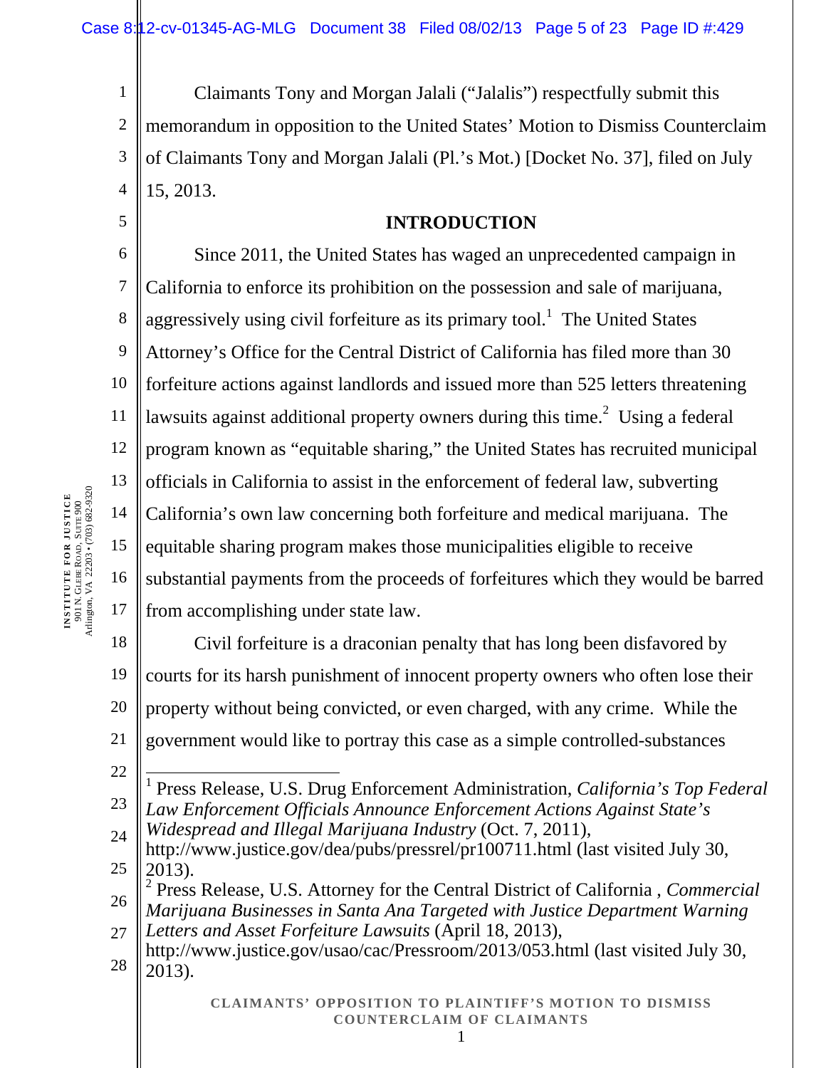Claimants Tony and Morgan Jalali ("Jalalis") respectfully submit this memorandum in opposition to the United States' Motion to Dismiss Counterclaim of Claimants Tony and Morgan Jalali (Pl.'s Mot.) [Docket No. 37], filed on July 15, 2013.

## INTRODUCTION

Since 2011, the United States has waged an unprecedented campaign in California to enforce its prohibition on the possession and sale of marijuana, aggressively using civil forfeiture as its primary tool.[1] The United States Attorney's Office for the Central District of California has filed more than 30 forfeiture actions against landlords and issued more than 525 letters threatening lawsuits against additional property owners during this time.[2] Using a federal program known as "equitable sharing," the United States has recruited municipal officials in California to assist in the enforcement of federal law, subverting California's own law concerning both forfeiture and medical marijuana. The equitable sharing program makes those municipalities eligible to receive substantial payments from the proceeds of forfeitures which they would be barred from accomplishing under state law.

Civil forfeiture is a draconian penalty that has long been disfavored by courts for its harsh punishment of innocent property owners who often lose their property without being convicted, or even charged, with any crime. While the government would like to portray this case as a simple controlled-substances

---

[1] Press Release, U.S. Drug Enforcement Administration, *California's Top Federal Law Enforcement Officials Announce Enforcement Actions Against State's Widespread and Illegal Marijuana Industry* (Oct. 7, 2011), http://www.justice.gov/dea/pubs/pressrel/pr100711.html (last visited July 30, 2013).

[2] Press Release, U.S. Attorney for the Central District of California , *Commercial Marijuana Businesses in Santa Ana Targeted with Justice Department Warning Letters and Asset Forfeiture Lawsuits* (April 18, 2013), http://www.justice.gov/usao/cac/Pressroom/2013/053.html (last visited July 30, 2013).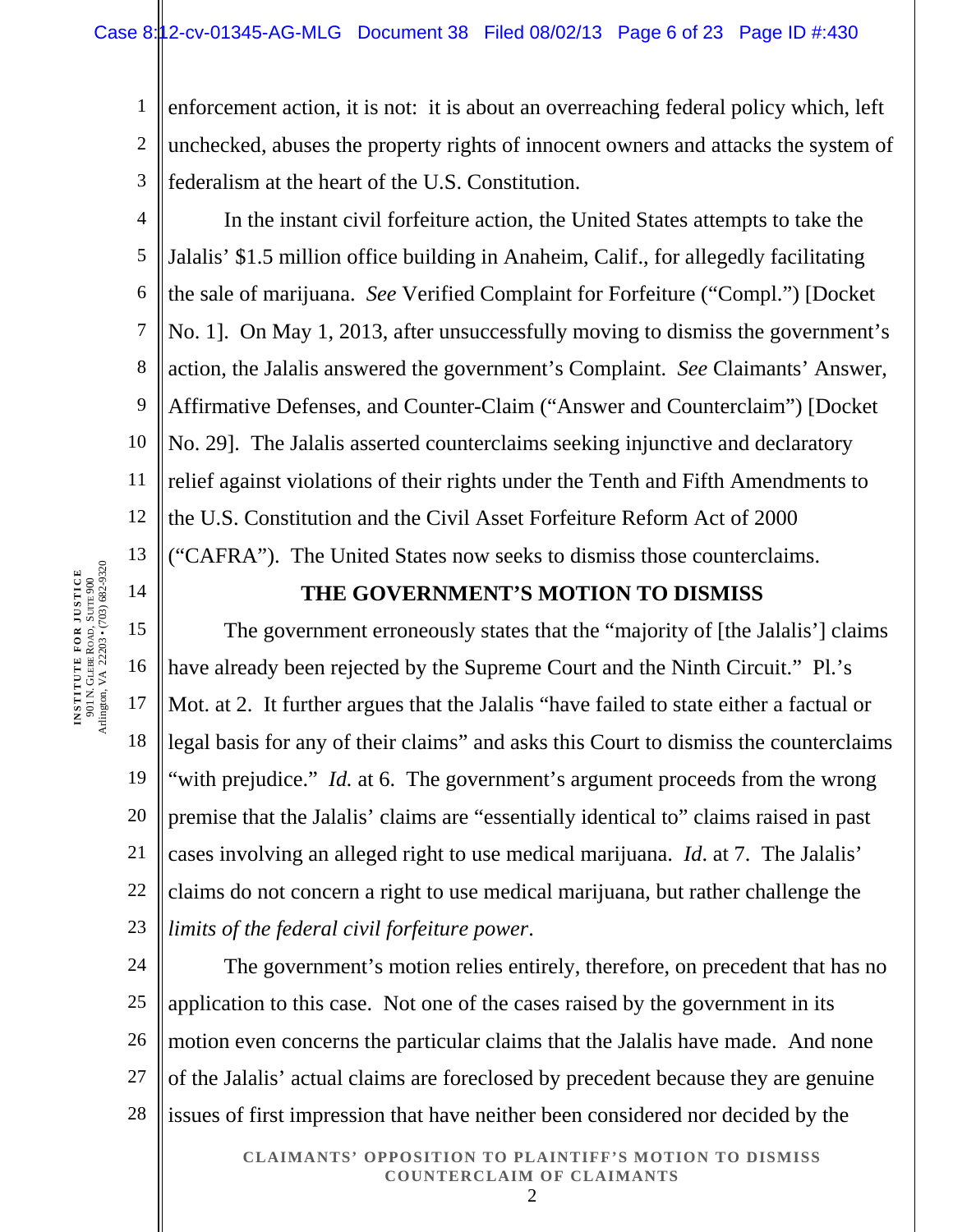enforcement action, it is not: it is about an overreaching federal policy which, left unchecked, abuses the property rights of innocent owners and attacks the system of federalism at the heart of the U.S. Constitution.

In the instant civil forfeiture action, the United States attempts to take the Jalalis' $1.5 million office building in Anaheim, Calif., for allegedly facilitating the sale of marijuana. *See* Verified Complaint for Forfeiture ("Compl.") [Docket No. 1]. On May 1, 2013, after unsuccessfully moving to dismiss the government's action, the Jalalis answered the government's Complaint. *See* Claimants' Answer, Affirmative Defenses, and Counter-Claim ("Answer and Counterclaim") [Docket No. 29]. The Jalalis asserted counterclaims seeking injunctive and declaratory relief against violations of their rights under the Tenth and Fifth Amendments to the U.S. Constitution and the Civil Asset Forfeiture Reform Act of 2000 ("CAFRA"). The United States now seeks to dismiss those counterclaims.

## THE GOVERNMENT'S MOTION TO DISMISS

The government erroneously states that the "majority of [the Jalalis'] claims have already been rejected by the Supreme Court and the Ninth Circuit." Pl.'s Mot. at 2. It further argues that the Jalalis "have failed to state either a factual or legal basis for any of their claims" and asks this Court to dismiss the counterclaims "with prejudice." *Id.* at 6. The government's argument proceeds from the wrong premise that the Jalalis' claims are "essentially identical to" claims raised in past cases involving an alleged right to use medical marijuana. *Id*. at 7. The Jalalis' claims do not concern a right to use medical marijuana, but rather challenge the *limits of the federal civil forfeiture power*.

The government's motion relies entirely, therefore, on precedent that has no application to this case. Not one of the cases raised by the government in its motion even concerns the particular claims that the Jalalis have made. And none of the Jalalis' actual claims are foreclosed by precedent because they are genuine issues of first impression that have neither been considered nor decided by the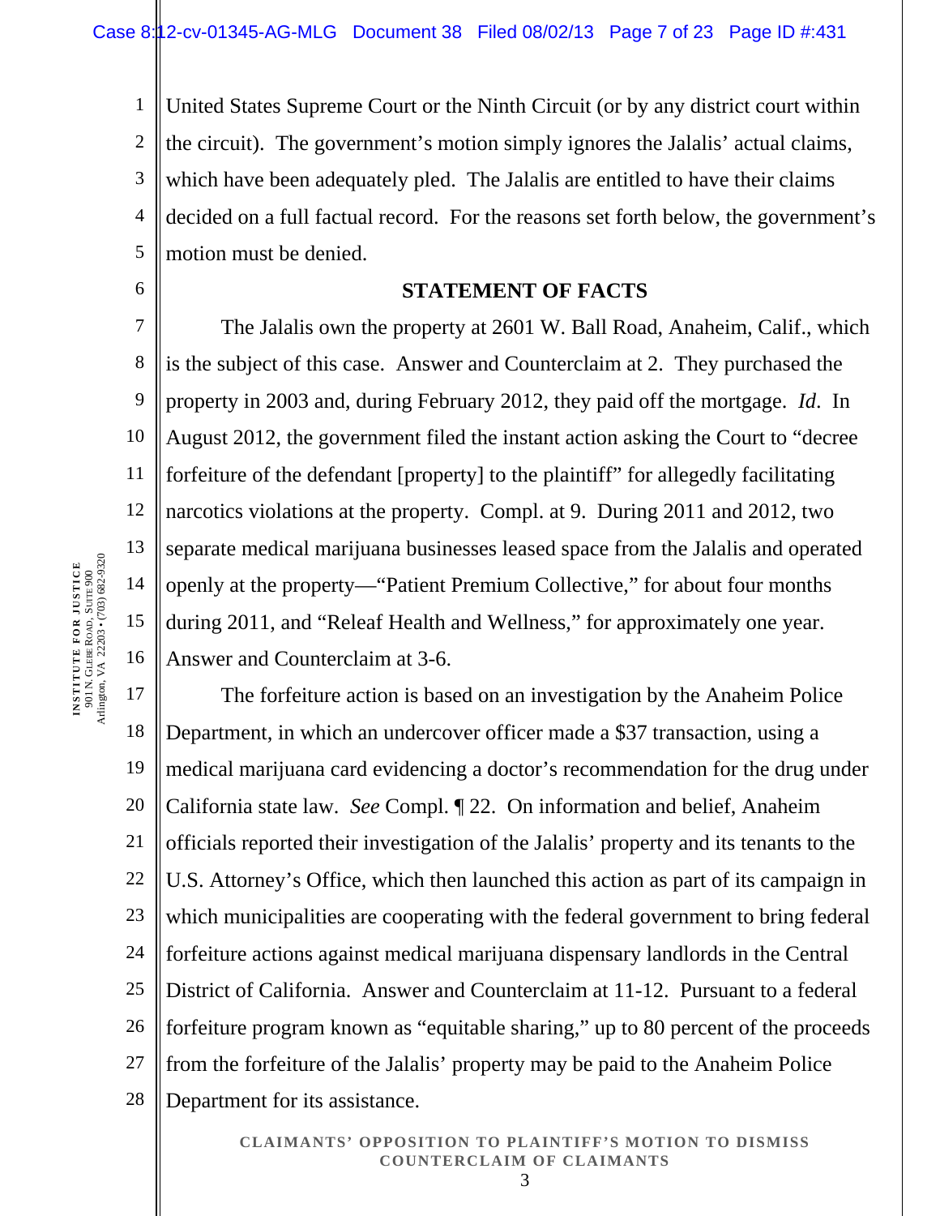United States Supreme Court or the Ninth Circuit (or by any district court within the circuit). The government's motion simply ignores the Jalalis' actual claims, which have been adequately pled. The Jalalis are entitled to have their claims decided on a full factual record. For the reasons set forth below, the government's motion must be denied.

## STATEMENT OF FACTS

The Jalalis own the property at 2601 W. Ball Road, Anaheim, Calif., which is the subject of this case. Answer and Counterclaim at 2. They purchased the property in 2003 and, during February 2012, they paid off the mortgage. *Id*. In August 2012, the government filed the instant action asking the Court to "decree forfeiture of the defendant [property] to the plaintiff" for allegedly facilitating narcotics violations at the property. Compl. at 9. During 2011 and 2012, two separate medical marijuana businesses leased space from the Jalalis and operated openly at the property—"Patient Premium Collective," for about four months during 2011, and "Releaf Health and Wellness," for approximately one year. Answer and Counterclaim at 3-6.

The forfeiture action is based on an investigation by the Anaheim Police Department, in which an undercover officer made a $37 transaction, using a medical marijuana card evidencing a doctor's recommendation for the drug under California state law. *See* Compl. ¶ 22. On information and belief, Anaheim officials reported their investigation of the Jalalis' property and its tenants to the U.S. Attorney's Office, which then launched this action as part of its campaign in which municipalities are cooperating with the federal government to bring federal forfeiture actions against medical marijuana dispensary landlords in the Central District of California. Answer and Counterclaim at 11-12. Pursuant to a federal forfeiture program known as "equitable sharing," up to 80 percent of the proceeds from the forfeiture of the Jalalis' property may be paid to the Anaheim Police Department for its assistance.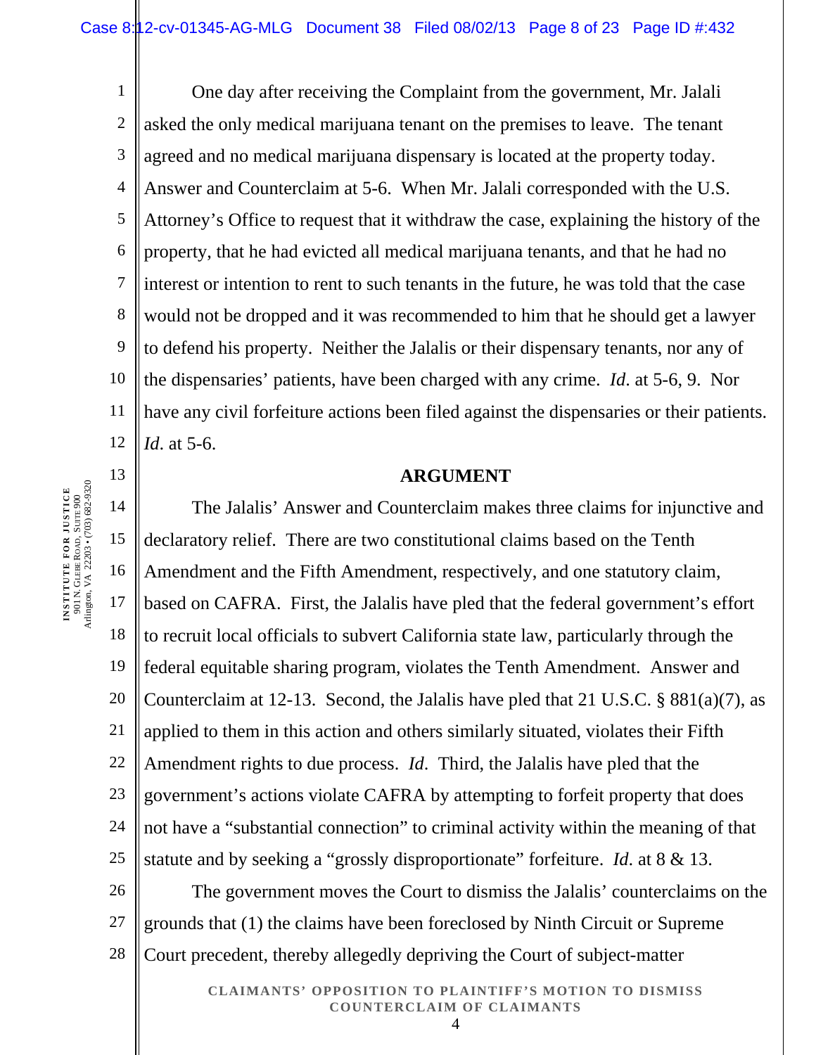One day after receiving the Complaint from the government, Mr. Jalali asked the only medical marijuana tenant on the premises to leave. The tenant agreed and no medical marijuana dispensary is located at the property today. Answer and Counterclaim at 5-6. When Mr. Jalali corresponded with the U.S. Attorney's Office to request that it withdraw the case, explaining the history of the property, that he had evicted all medical marijuana tenants, and that he had no interest or intention to rent to such tenants in the future, he was told that the case would not be dropped and it was recommended to him that he should get a lawyer to defend his property. Neither the Jalalis or their dispensary tenants, nor any of the dispensaries' patients, have been charged with any crime. *Id*. at 5-6, 9. Nor have any civil forfeiture actions been filed against the dispensaries or their patients. *Id*. at 5-6.

## ARGUMENT

The Jalalis' Answer and Counterclaim makes three claims for injunctive and declaratory relief. There are two constitutional claims based on the Tenth Amendment and the Fifth Amendment, respectively, and one statutory claim, based on CAFRA. First, the Jalalis have pled that the federal government's effort to recruit local officials to subvert California state law, particularly through the federal equitable sharing program, violates the Tenth Amendment. Answer and Counterclaim at 12-13. Second, the Jalalis have pled that 21 U.S.C. § 881(a)(7), as applied to them in this action and others similarly situated, violates their Fifth Amendment rights to due process. *Id*. Third, the Jalalis have pled that the government's actions violate CAFRA by attempting to forfeit property that does not have a "substantial connection" to criminal activity within the meaning of that statute and by seeking a "grossly disproportionate" forfeiture. *Id*. at 8 & 13.

The government moves the Court to dismiss the Jalalis' counterclaims on the grounds that (1) the claims have been foreclosed by Ninth Circuit or Supreme Court precedent, thereby allegedly depriving the Court of subject-matter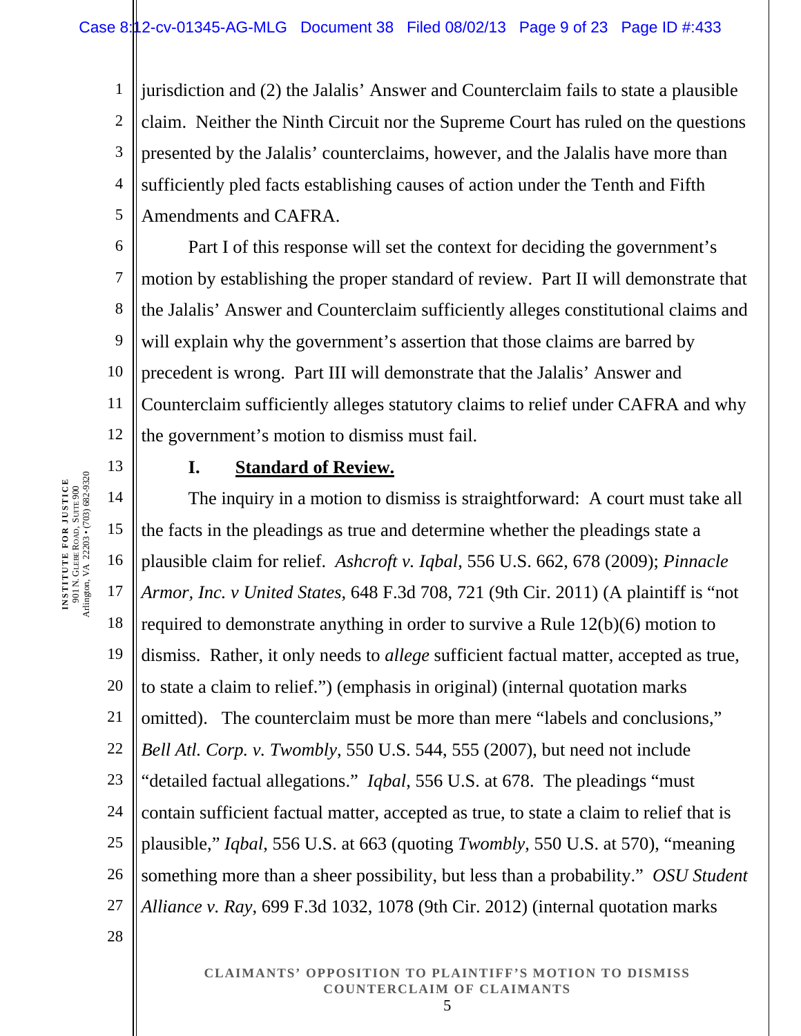jurisdiction and (2) the Jalalis' Answer and Counterclaim fails to state a plausible claim. Neither the Ninth Circuit nor the Supreme Court has ruled on the questions presented by the Jalalis' counterclaims, however, and the Jalalis have more than sufficiently pled facts establishing causes of action under the Tenth and Fifth Amendments and CAFRA.

Part I of this response will set the context for deciding the government's motion by establishing the proper standard of review. Part II will demonstrate that the Jalalis' Answer and Counterclaim sufficiently alleges constitutional claims and will explain why the government's assertion that those claims are barred by precedent is wrong. Part III will demonstrate that the Jalalis' Answer and Counterclaim sufficiently alleges statutory claims to relief under CAFRA and why the government's motion to dismiss must fail.

## I. Standard of Review.

The inquiry in a motion to dismiss is straightforward: A court must take all the facts in the pleadings as true and determine whether the pleadings state a plausible claim for relief. *Ashcroft v. Iqbal*, 556 U.S. 662, 678 (2009); *Pinnacle Armor, Inc. v United States*, 648 F.3d 708, 721 (9th Cir. 2011) (A plaintiff is "not required to demonstrate anything in order to survive a Rule 12(b)(6) motion to dismiss. Rather, it only needs to *allege* sufficient factual matter, accepted as true, to state a claim to relief.") (emphasis in original) (internal quotation marks omitted). The counterclaim must be more than mere "labels and conclusions," *Bell Atl. Corp. v. Twombly*, 550 U.S. 544, 555 (2007), but need not include "detailed factual allegations." *Iqbal*, 556 U.S. at 678. The pleadings "must contain sufficient factual matter, accepted as true, to state a claim to relief that is plausible," *Iqbal*, 556 U.S. at 663 (quoting *Twombly*, 550 U.S. at 570), "meaning something more than a sheer possibility, but less than a probability." *OSU Student Alliance v. Ray*, 699 F.3d 1032, 1078 (9th Cir. 2012) (internal quotation marks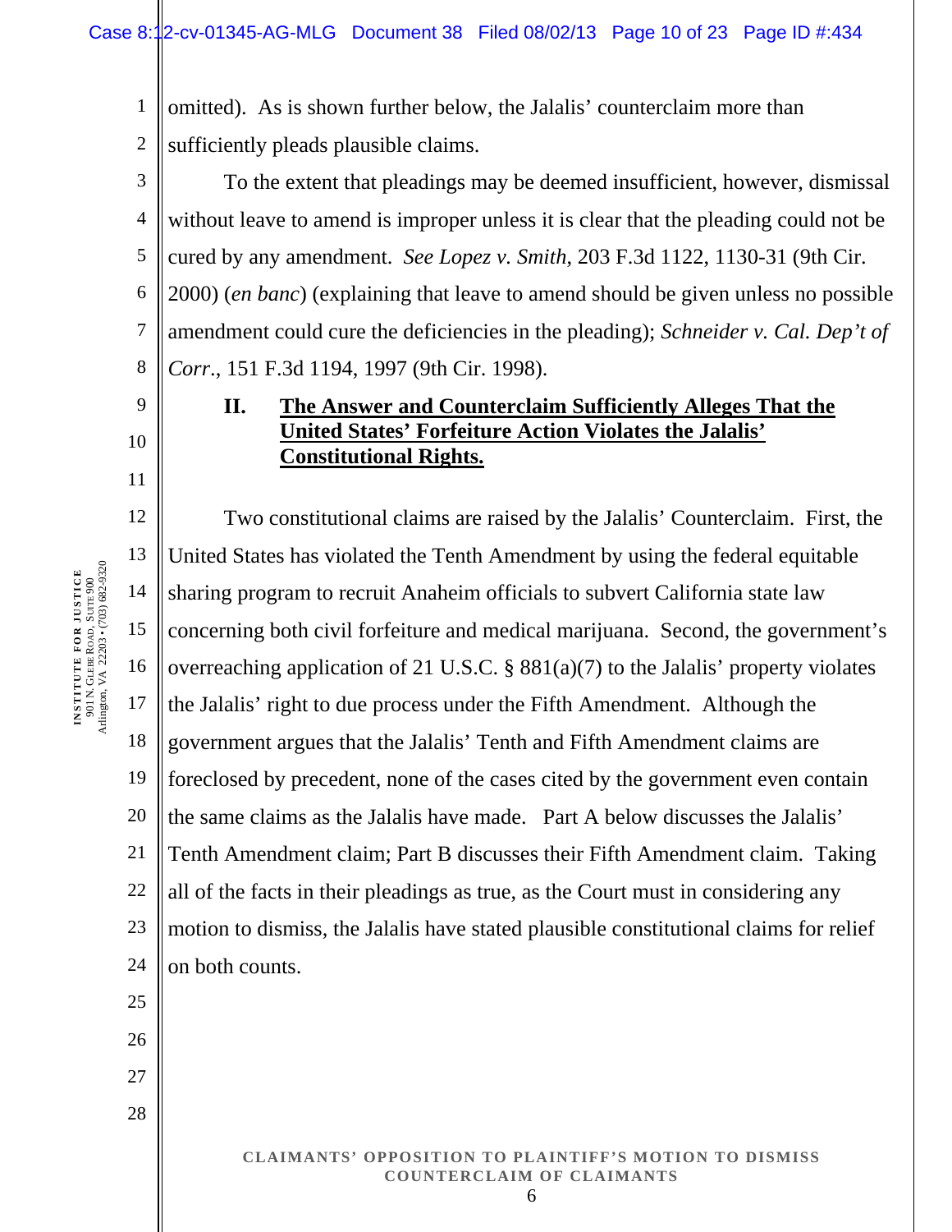omitted). As is shown further below, the Jalalis' counterclaim more than sufficiently pleads plausible claims.

To the extent that pleadings may be deemed insufficient, however, dismissal without leave to amend is improper unless it is clear that the pleading could not be cured by any amendment. *See Lopez v. Smith*, 203 F.3d 1122, 1130-31 (9th Cir. 2000) (*en banc*) (explaining that leave to amend should be given unless no possible amendment could cure the deficiencies in the pleading); *Schneider v. Cal. Dep't of Corr.*, 151 F.3d 1194, 1997 (9th Cir. 1998).

## II. The Answer and Counterclaim Sufficiently Alleges That the United States' Forfeiture Action Violates the Jalalis' Constitutional Rights.

Two constitutional claims are raised by the Jalalis' Counterclaim. First, the United States has violated the Tenth Amendment by using the federal equitable sharing program to recruit Anaheim officials to subvert California state law concerning both civil forfeiture and medical marijuana. Second, the government's overreaching application of 21 U.S.C. § 881(a)(7) to the Jalalis' property violates the Jalalis' right to due process under the Fifth Amendment. Although the government argues that the Jalalis' Tenth and Fifth Amendment claims are foreclosed by precedent, none of the cases cited by the government even contain the same claims as the Jalalis have made. Part A below discusses the Jalalis' Tenth Amendment claim; Part B discusses their Fifth Amendment claim. Taking all of the facts in their pleadings as true, as the Court must in considering any motion to dismiss, the Jalalis have stated plausible constitutional claims for relief on both counts.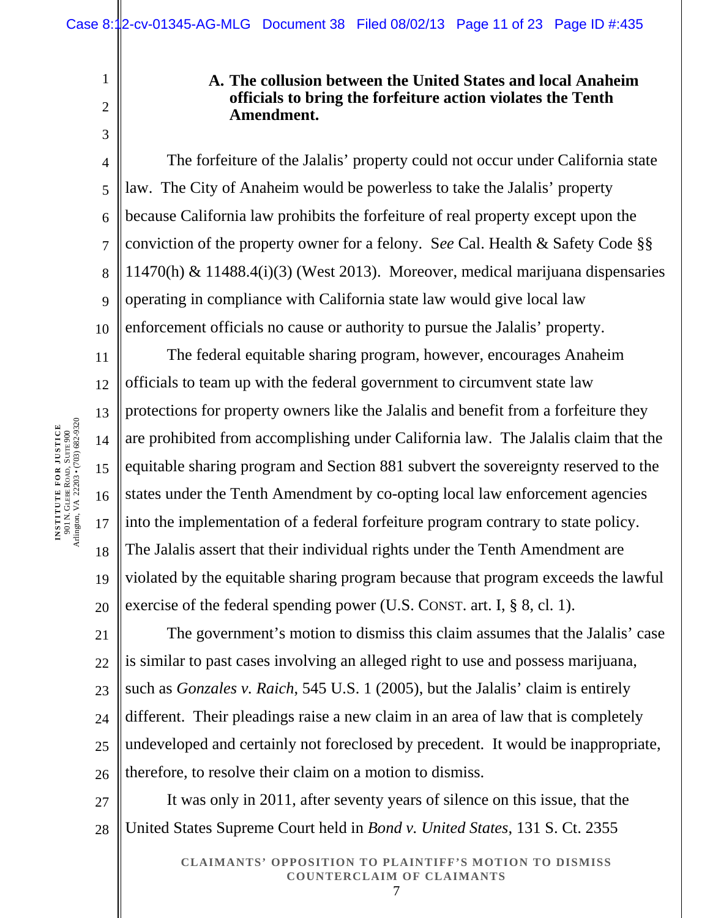### A. The collusion between the United States and local Anaheim officials to bring the forfeiture action violates the Tenth Amendment.

The forfeiture of the Jalalis' property could not occur under California state law. The City of Anaheim would be powerless to take the Jalalis' property because California law prohibits the forfeiture of real property except upon the conviction of the property owner for a felony. S*ee* Cal. Health & Safety Code §§ 11470(h) & 11488.4(i)(3) (West 2013). Moreover, medical marijuana dispensaries operating in compliance with California state law would give local law enforcement officials no cause or authority to pursue the Jalalis' property.

The federal equitable sharing program, however, encourages Anaheim officials to team up with the federal government to circumvent state law protections for property owners like the Jalalis and benefit from a forfeiture they are prohibited from accomplishing under California law. The Jalalis claim that the equitable sharing program and Section 881 subvert the sovereignty reserved to the states under the Tenth Amendment by co-opting local law enforcement agencies into the implementation of a federal forfeiture program contrary to state policy. The Jalalis assert that their individual rights under the Tenth Amendment are violated by the equitable sharing program because that program exceeds the lawful exercise of the federal spending power (U.S. CONST. art. I, § 8, cl. 1).

The government's motion to dismiss this claim assumes that the Jalalis' case is similar to past cases involving an alleged right to use and possess marijuana, such as *Gonzales v. Raich*, 545 U.S. 1 (2005), but the Jalalis' claim is entirely different. Their pleadings raise a new claim in an area of law that is completely undeveloped and certainly not foreclosed by precedent. It would be inappropriate, therefore, to resolve their claim on a motion to dismiss.

It was only in 2011, after seventy years of silence on this issue, that the United States Supreme Court held in *Bond v. United States*, 131 S. Ct. 2355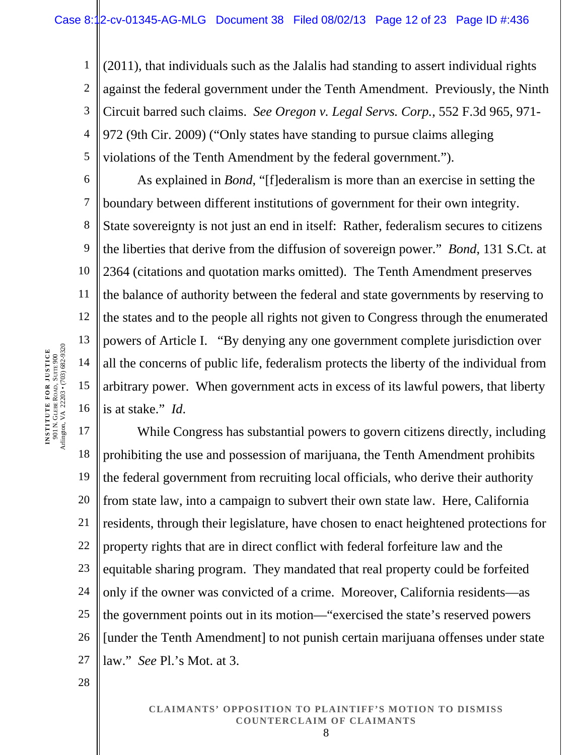(2011), that individuals such as the Jalalis had standing to assert individual rights against the federal government under the Tenth Amendment. Previously, the Ninth Circuit barred such claims. *See Oregon v. Legal Servs. Corp.*, 552 F.3d 965, 971-972 (9th Cir. 2009) ("Only states have standing to pursue claims alleging violations of the Tenth Amendment by the federal government.").

As explained in *Bond*, "[f]ederalism is more than an exercise in setting the boundary between different institutions of government for their own integrity. State sovereignty is not just an end in itself: Rather, federalism secures to citizens the liberties that derive from the diffusion of sovereign power." *Bond*, 131 S.Ct. at 2364 (citations and quotation marks omitted). The Tenth Amendment preserves the balance of authority between the federal and state governments by reserving to the states and to the people all rights not given to Congress through the enumerated powers of Article I. "By denying any one government complete jurisdiction over all the concerns of public life, federalism protects the liberty of the individual from arbitrary power. When government acts in excess of its lawful powers, that liberty is at stake." *Id*.

While Congress has substantial powers to govern citizens directly, including prohibiting the use and possession of marijuana, the Tenth Amendment prohibits the federal government from recruiting local officials, who derive their authority from state law, into a campaign to subvert their own state law. Here, California residents, through their legislature, have chosen to enact heightened protections for property rights that are in direct conflict with federal forfeiture law and the equitable sharing program. They mandated that real property could be forfeited only if the owner was convicted of a crime. Moreover, California residents—as the government points out in its motion—"exercised the state's reserved powers [under the Tenth Amendment] to not punish certain marijuana offenses under state law." *See* Pl.'s Mot. at 3.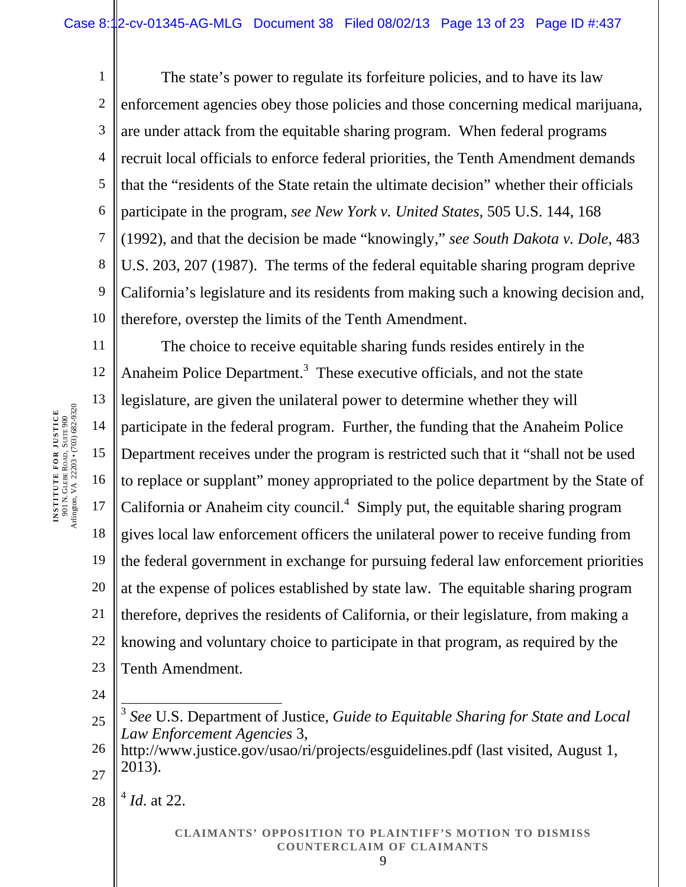The state's power to regulate its forfeiture policies, and to have its law enforcement agencies obey those policies and those concerning medical marijuana, are under attack from the equitable sharing program. When federal programs recruit local officials to enforce federal priorities, the Tenth Amendment demands that the "residents of the State retain the ultimate decision" whether their officials participate in the program, *see New York v. United States*, 505 U.S. 144, 168 (1992), and that the decision be made "knowingly," *see South Dakota v. Dole*, 483 U.S. 203, 207 (1987). The terms of the federal equitable sharing program deprive California's legislature and its residents from making such a knowing decision and, therefore, overstep the limits of the Tenth Amendment.

The choice to receive equitable sharing funds resides entirely in the Anaheim Police Department.[3] These executive officials, and not the state legislature, are given the unilateral power to determine whether they will participate in the federal program. Further, the funding that the Anaheim Police Department receives under the program is restricted such that it "shall not be used to replace or supplant" money appropriated to the police department by the State of California or Anaheim city council.[4] Simply put, the equitable sharing program gives local law enforcement officers the unilateral power to receive funding from the federal government in exchange for pursuing federal law enforcement priorities at the expense of polices established by state law. The equitable sharing program therefore, deprives the residents of California, or their legislature, from making a knowing and voluntary choice to participate in that program, as required by the Tenth Amendment.

---

[3] *See* U.S. Department of Justice, *Guide to Equitable Sharing for State and Local Law Enforcement Agencies* 3, http://www.justice.gov/usao/ri/projects/esguidelines.pdf (last visited, August 1, 2013).

[4] *Id*. at 22.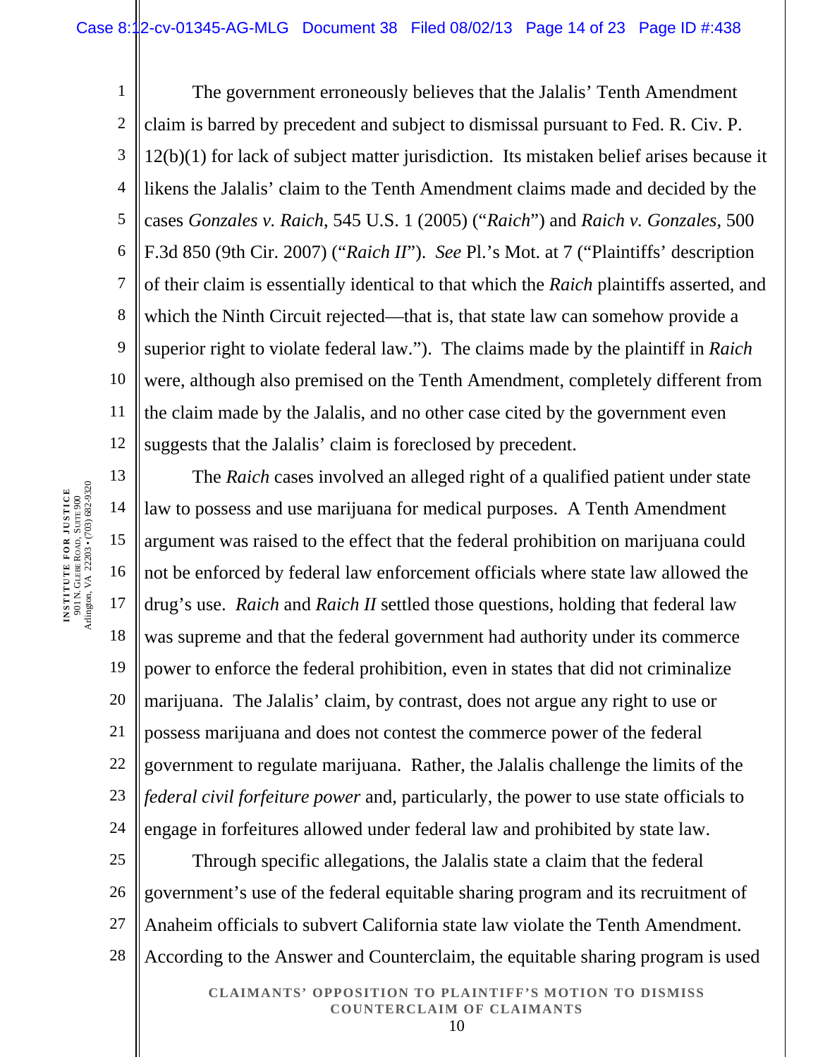The government erroneously believes that the Jalalis' Tenth Amendment claim is barred by precedent and subject to dismissal pursuant to Fed. R. Civ. P. 12(b)(1) for lack of subject matter jurisdiction. Its mistaken belief arises because it likens the Jalalis' claim to the Tenth Amendment claims made and decided by the cases *Gonzales v. Raich*, 545 U.S. 1 (2005) ("*Raich*") and *Raich v. Gonzales*, 500 F.3d 850 (9th Cir. 2007) ("*Raich II*"). *See* Pl.'s Mot. at 7 ("Plaintiffs' description of their claim is essentially identical to that which the *Raich* plaintiffs asserted, and which the Ninth Circuit rejected—that is, that state law can somehow provide a superior right to violate federal law."). The claims made by the plaintiff in *Raich* were, although also premised on the Tenth Amendment, completely different from the claim made by the Jalalis, and no other case cited by the government even suggests that the Jalalis' claim is foreclosed by precedent.

The *Raich* cases involved an alleged right of a qualified patient under state law to possess and use marijuana for medical purposes. A Tenth Amendment argument was raised to the effect that the federal prohibition on marijuana could not be enforced by federal law enforcement officials where state law allowed the drug's use. *Raich* and *Raich II* settled those questions, holding that federal law was supreme and that the federal government had authority under its commerce power to enforce the federal prohibition, even in states that did not criminalize marijuana. The Jalalis' claim, by contrast, does not argue any right to use or possess marijuana and does not contest the commerce power of the federal government to regulate marijuana. Rather, the Jalalis challenge the limits of the *federal civil forfeiture power* and, particularly, the power to use state officials to engage in forfeitures allowed under federal law and prohibited by state law.

Through specific allegations, the Jalalis state a claim that the federal government's use of the federal equitable sharing program and its recruitment of Anaheim officials to subvert California state law violate the Tenth Amendment. According to the Answer and Counterclaim, the equitable sharing program is used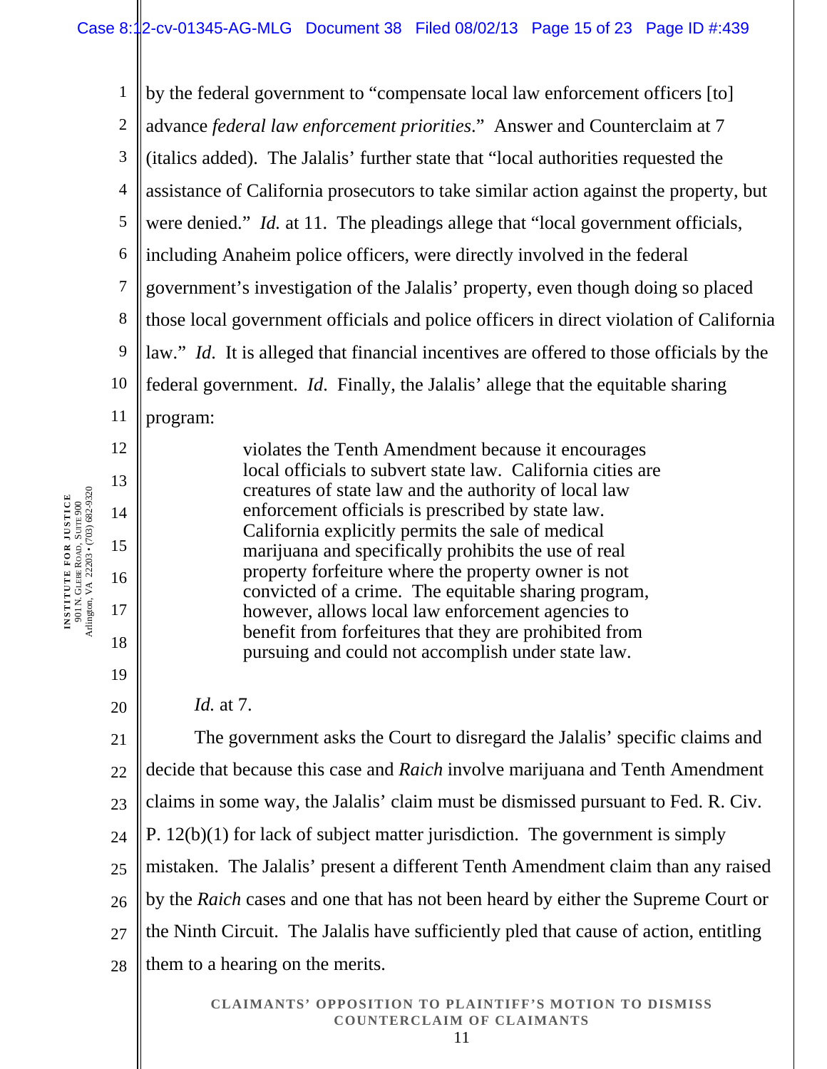by the federal government to "compensate local law enforcement officers [to] advance *federal law enforcement priorities*." Answer and Counterclaim at 7 (italics added). The Jalalis' further state that "local authorities requested the assistance of California prosecutors to take similar action against the property, but were denied." *Id.* at 11. The pleadings allege that "local government officials, including Anaheim police officers, were directly involved in the federal government's investigation of the Jalalis' property, even though doing so placed those local government officials and police officers in direct violation of California law." *Id.* It is alleged that financial incentives are offered to those officials by the federal government. *Id.* Finally, the Jalalis' allege that the equitable sharing program:

> violates the Tenth Amendment because it encourages local officials to subvert state law. California cities are creatures of state law and the authority of local law enforcement officials is prescribed by state law. California explicitly permits the sale of medical marijuana and specifically prohibits the use of real property forfeiture where the property owner is not convicted of a crime. The equitable sharing program, however, allows local law enforcement agencies to benefit from forfeitures that they are prohibited from pursuing and could not accomplish under state law.

*Id.* at 7.

The government asks the Court to disregard the Jalalis' specific claims and decide that because this case and *Raich* involve marijuana and Tenth Amendment claims in some way, the Jalalis' claim must be dismissed pursuant to Fed. R. Civ. P. 12(b)(1) for lack of subject matter jurisdiction. The government is simply mistaken. The Jalalis' present a different Tenth Amendment claim than any raised by the *Raich* cases and one that has not been heard by either the Supreme Court or the Ninth Circuit. The Jalalis have sufficiently pled that cause of action, entitling them to a hearing on the merits.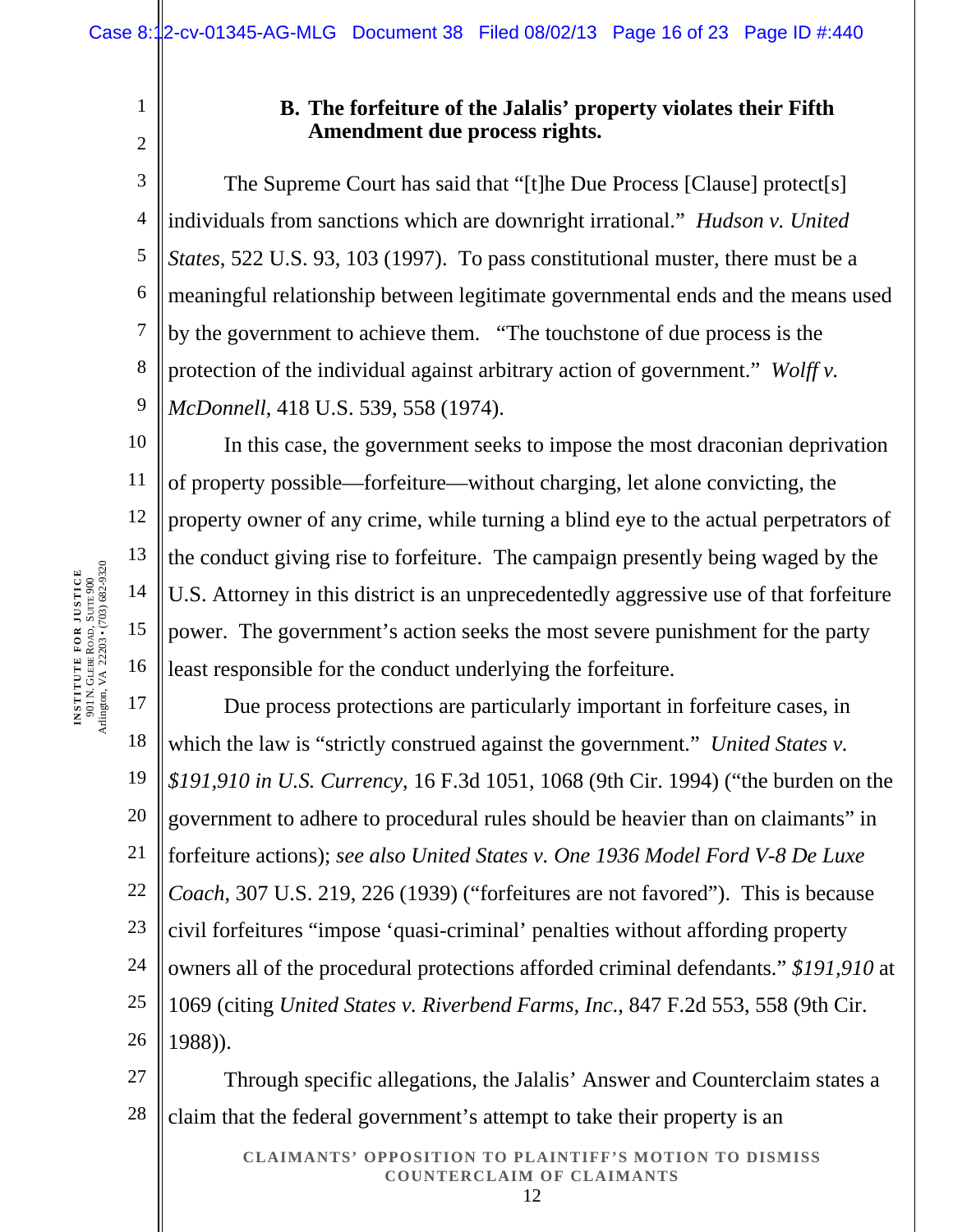### B. The forfeiture of the Jalalis' property violates their Fifth Amendment due process rights.

The Supreme Court has said that "[t]he Due Process [Clause] protect[s] individuals from sanctions which are downright irrational." *Hudson v. United States*, 522 U.S. 93, 103 (1997). To pass constitutional muster, there must be a meaningful relationship between legitimate governmental ends and the means used by the government to achieve them. "The touchstone of due process is the protection of the individual against arbitrary action of government." *Wolff v. McDonnell*, 418 U.S. 539, 558 (1974).

In this case, the government seeks to impose the most draconian deprivation of property possible—forfeiture—without charging, let alone convicting, the property owner of any crime, while turning a blind eye to the actual perpetrators of the conduct giving rise to forfeiture. The campaign presently being waged by the U.S. Attorney in this district is an unprecedentedly aggressive use of that forfeiture power. The government's action seeks the most severe punishment for the party least responsible for the conduct underlying the forfeiture.

Due process protections are particularly important in forfeiture cases, in which the law is "strictly construed against the government." *United States v. $191,910 in U.S. Currency*, 16 F.3d 1051, 1068 (9th Cir. 1994) ("the burden on the government to adhere to procedural rules should be heavier than on claimants" in forfeiture actions); *see also United States v. One 1936 Model Ford V-8 De Luxe Coach*, 307 U.S. 219, 226 (1939) ("forfeitures are not favored"). This is because civil forfeitures "impose 'quasi-criminal' penalties without affording property owners all of the procedural protections afforded criminal defendants." *$191,910* at 1069 (citing *United States v. Riverbend Farms, Inc.*, 847 F.2d 553, 558 (9th Cir. 1988)).

Through specific allegations, the Jalalis' Answer and Counterclaim states a claim that the federal government's attempt to take their property is an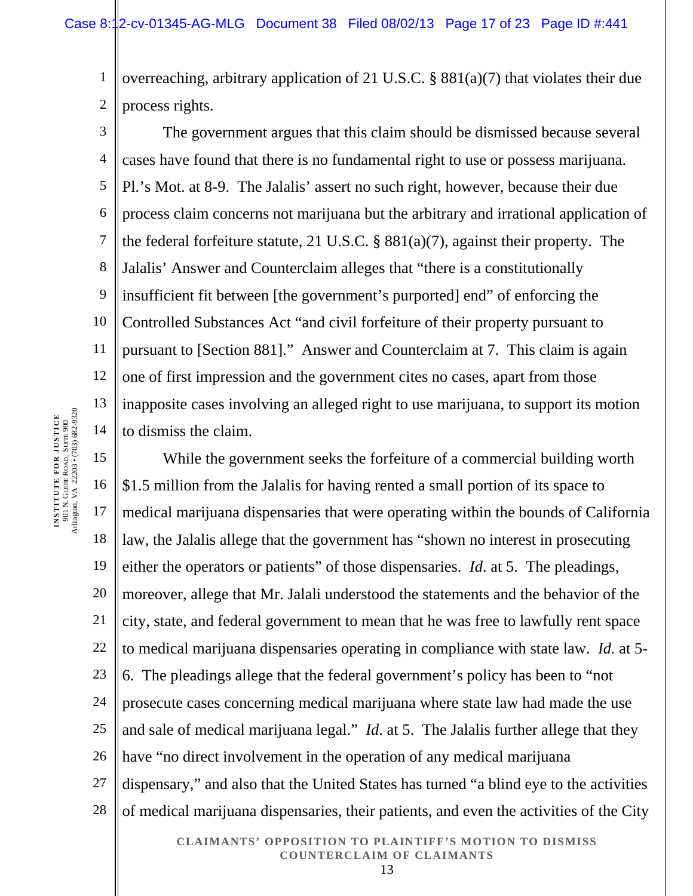overreaching, arbitrary application of 21 U.S.C. § 881(a)(7) that violates their due process rights.

The government argues that this claim should be dismissed because several cases have found that there is no fundamental right to use or possess marijuana. Pl.'s Mot. at 8-9. The Jalalis' assert no such right, however, because their due process claim concerns not marijuana but the arbitrary and irrational application of the federal forfeiture statute, 21 U.S.C. § 881(a)(7), against their property. The Jalalis' Answer and Counterclaim alleges that "there is a constitutionally insufficient fit between [the government's purported] end" of enforcing the Controlled Substances Act "and civil forfeiture of their property pursuant to pursuant to [Section 881]." Answer and Counterclaim at 7. This claim is again one of first impression and the government cites no cases, apart from those inapposite cases involving an alleged right to use marijuana, to support its motion to dismiss the claim.

While the government seeks the forfeiture of a commercial building worth $1.5 million from the Jalalis for having rented a small portion of its space to medical marijuana dispensaries that were operating within the bounds of California law, the Jalalis allege that the government has "shown no interest in prosecuting either the operators or patients" of those dispensaries. *Id*. at 5. The pleadings, moreover, allege that Mr. Jalali understood the statements and the behavior of the city, state, and federal government to mean that he was free to lawfully rent space to medical marijuana dispensaries operating in compliance with state law. *Id.* at 5-6. The pleadings allege that the federal government's policy has been to "not prosecute cases concerning medical marijuana where state law had made the use and sale of medical marijuana legal." *Id*. at 5. The Jalalis further allege that they have "no direct involvement in the operation of any medical marijuana dispensary," and also that the United States has turned "a blind eye to the activities of medical marijuana dispensaries, their patients, and even the activities of the City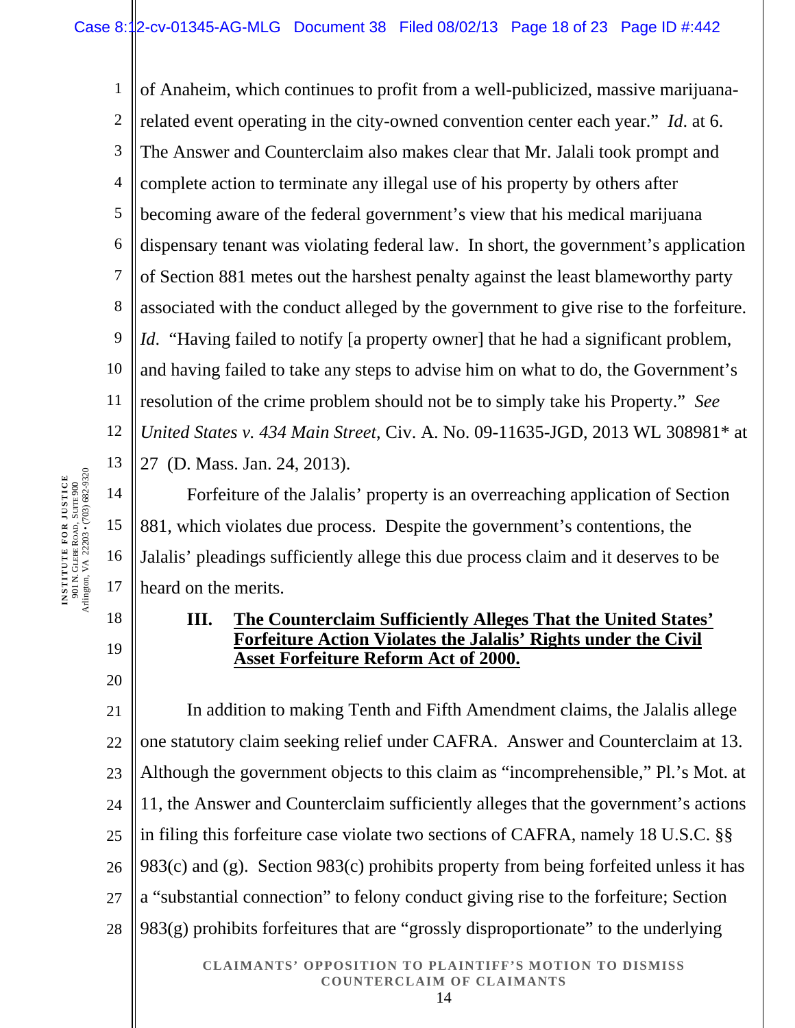of Anaheim, which continues to profit from a well-publicized, massive marijuana-related event operating in the city-owned convention center each year." *Id.* at 6. The Answer and Counterclaim also makes clear that Mr. Jalali took prompt and complete action to terminate any illegal use of his property by others after becoming aware of the federal government's view that his medical marijuana dispensary tenant was violating federal law. In short, the government's application of Section 881 metes out the harshest penalty against the least blameworthy party associated with the conduct alleged by the government to give rise to the forfeiture. *Id.* "Having failed to notify [a property owner] that he had a significant problem, and having failed to take any steps to advise him on what to do, the Government's resolution of the crime problem should not be to simply take his Property." *See United States v. 434 Main Street*, Civ. A. No. 09-11635-JGD, 2013 WL 308981* at 27 (D. Mass. Jan. 24, 2013).

Forfeiture of the Jalalis' property is an overreaching application of Section 881, which violates due process. Despite the government's contentions, the Jalalis' pleadings sufficiently allege this due process claim and it deserves to be heard on the merits.

## III. The Counterclaim Sufficiently Alleges That the United States' Forfeiture Action Violates the Jalalis' Rights under the Civil Asset Forfeiture Reform Act of 2000.

In addition to making Tenth and Fifth Amendment claims, the Jalalis allege one statutory claim seeking relief under CAFRA. Answer and Counterclaim at 13. Although the government objects to this claim as "incomprehensible," Pl.'s Mot. at 11, the Answer and Counterclaim sufficiently alleges that the government's actions in filing this forfeiture case violate two sections of CAFRA, namely 18 U.S.C. §§ 983(c) and (g). Section 983(c) prohibits property from being forfeited unless it has a "substantial connection" to felony conduct giving rise to the forfeiture; Section 983(g) prohibits forfeitures that are "grossly disproportionate" to the underlying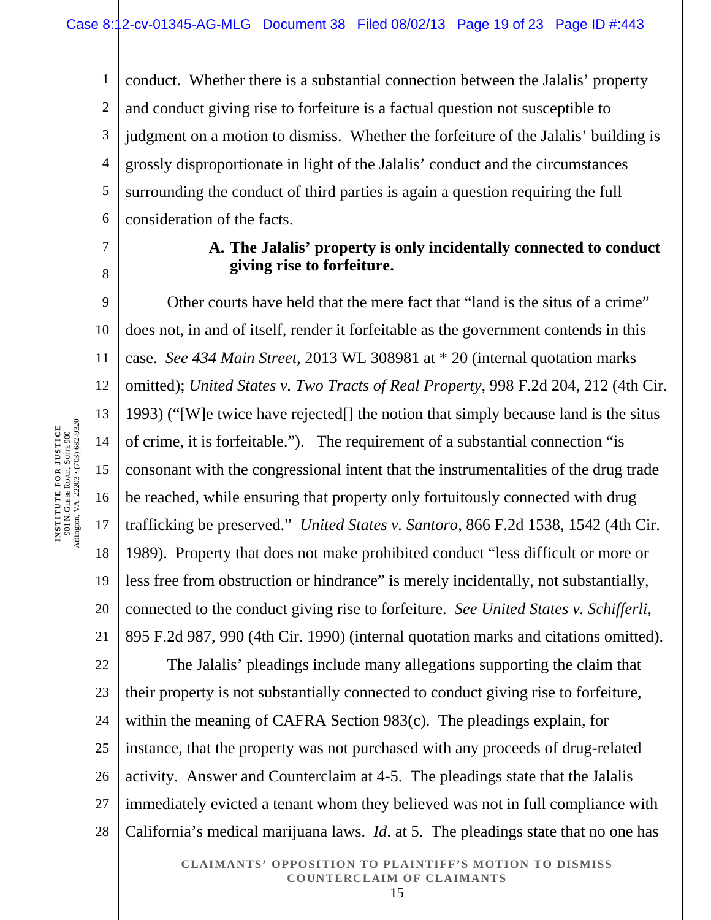conduct. Whether there is a substantial connection between the Jalalis' property and conduct giving rise to forfeiture is a factual question not susceptible to judgment on a motion to dismiss. Whether the forfeiture of the Jalalis' building is grossly disproportionate in light of the Jalalis' conduct and the circumstances surrounding the conduct of third parties is again a question requiring the full consideration of the facts.

### A. The Jalalis' property is only incidentally connected to conduct giving rise to forfeiture.

Other courts have held that the mere fact that "land is the situs of a crime" does not, in and of itself, render it forfeitable as the government contends in this case. *See 434 Main Street,* 2013 WL 308981 at * 20 (internal quotation marks omitted); *United States v. Two Tracts of Real Property*, 998 F.2d 204, 212 (4th Cir. 1993) ("[W]e twice have rejected[] the notion that simply because land is the situs of crime, it is forfeitable."). The requirement of a substantial connection "is consonant with the congressional intent that the instrumentalities of the drug trade be reached, while ensuring that property only fortuitously connected with drug trafficking be preserved." *United States v. Santoro,* 866 F.2d 1538, 1542 (4th Cir. 1989). Property that does not make prohibited conduct "less difficult or more or less free from obstruction or hindrance" is merely incidentally, not substantially, connected to the conduct giving rise to forfeiture. *See United States v. Schifferli,* 895 F.2d 987, 990 (4th Cir. 1990) (internal quotation marks and citations omitted).

The Jalalis' pleadings include many allegations supporting the claim that their property is not substantially connected to conduct giving rise to forfeiture, within the meaning of CAFRA Section 983(c). The pleadings explain, for instance, that the property was not purchased with any proceeds of drug-related activity. Answer and Counterclaim at 4-5. The pleadings state that the Jalalis immediately evicted a tenant whom they believed was not in full compliance with California's medical marijuana laws. *Id.* at 5. The pleadings state that no one has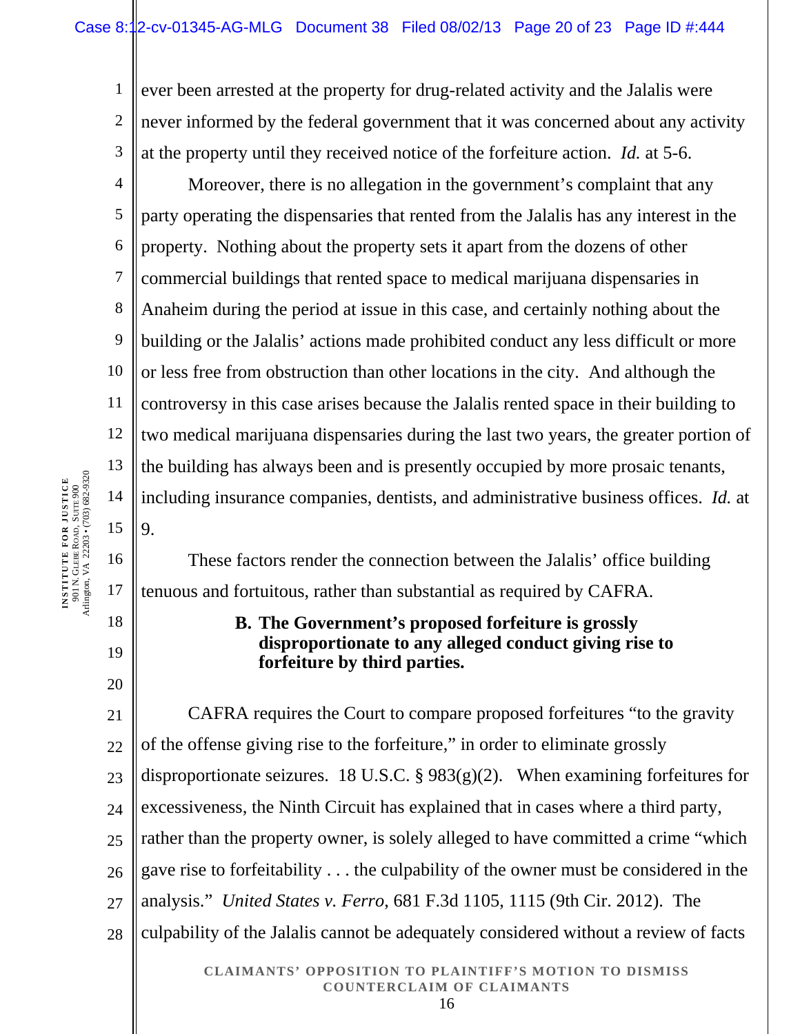ever been arrested at the property for drug-related activity and the Jalalis were never informed by the federal government that it was concerned about any activity at the property until they received notice of the forfeiture action. *Id.* at 5-6.

Moreover, there is no allegation in the government's complaint that any party operating the dispensaries that rented from the Jalalis has any interest in the property. Nothing about the property sets it apart from the dozens of other commercial buildings that rented space to medical marijuana dispensaries in Anaheim during the period at issue in this case, and certainly nothing about the building or the Jalalis' actions made prohibited conduct any less difficult or more or less free from obstruction than other locations in the city. And although the controversy in this case arises because the Jalalis rented space in their building to two medical marijuana dispensaries during the last two years, the greater portion of the building has always been and is presently occupied by more prosaic tenants, including insurance companies, dentists, and administrative business offices. *Id.* at 9.

These factors render the connection between the Jalalis' office building tenuous and fortuitous, rather than substantial as required by CAFRA.

### B. The Government's proposed forfeiture is grossly disproportionate to any alleged conduct giving rise to forfeiture by third parties.

CAFRA requires the Court to compare proposed forfeitures "to the gravity of the offense giving rise to the forfeiture," in order to eliminate grossly disproportionate seizures. 18 U.S.C. § 983(g)(2). When examining forfeitures for excessiveness, the Ninth Circuit has explained that in cases where a third party, rather than the property owner, is solely alleged to have committed a crime "which gave rise to forfeitability . . . the culpability of the owner must be considered in the analysis." *United States v. Ferro*, 681 F.3d 1105, 1115 (9th Cir. 2012). The culpability of the Jalalis cannot be adequately considered without a review of facts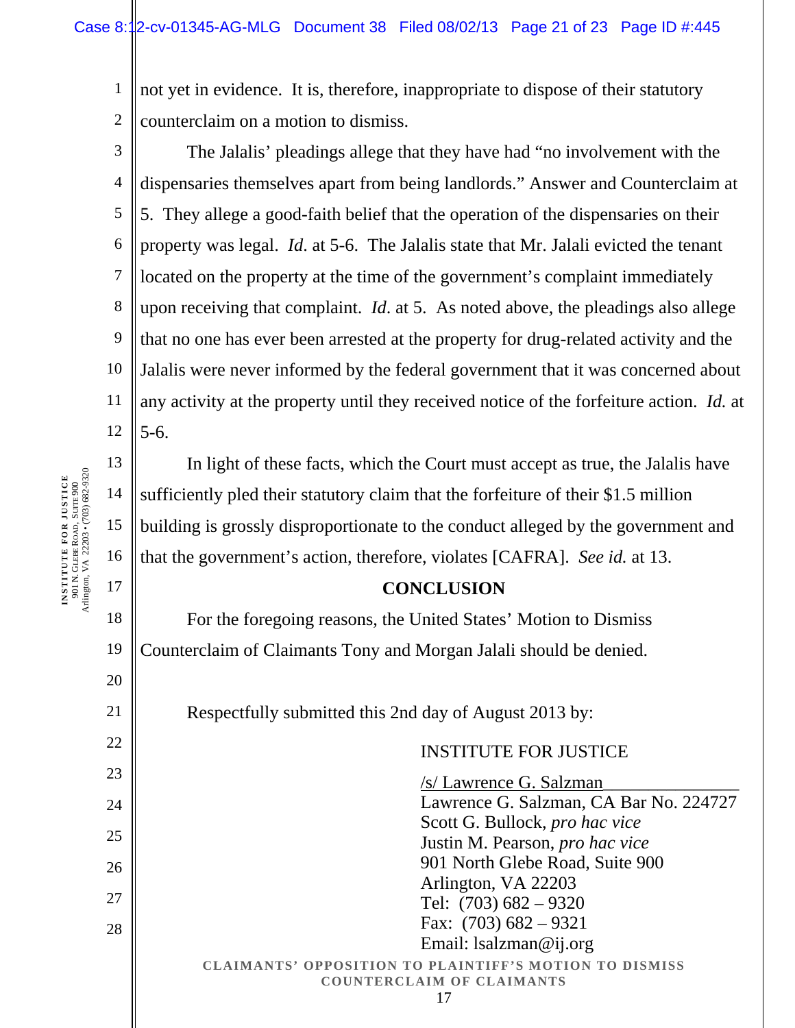not yet in evidence. It is, therefore, inappropriate to dispose of their statutory counterclaim on a motion to dismiss.

The Jalalis' pleadings allege that they have had "no involvement with the dispensaries themselves apart from being landlords." Answer and Counterclaim at 5. They allege a good-faith belief that the operation of the dispensaries on their property was legal. *Id*. at 5-6. The Jalalis state that Mr. Jalali evicted the tenant located on the property at the time of the government's complaint immediately upon receiving that complaint. *Id*. at 5. As noted above, the pleadings also allege that no one has ever been arrested at the property for drug-related activity and the Jalalis were never informed by the federal government that it was concerned about any activity at the property until they received notice of the forfeiture action. *Id.* at 5-6.

In light of these facts, which the Court must accept as true, the Jalalis have sufficiently pled their statutory claim that the forfeiture of their $1.5 million building is grossly disproportionate to the conduct alleged by the government and that the government's action, therefore, violates [CAFRA]. *See id.* at 13.

## CONCLUSION

For the foregoing reasons, the United States' Motion to Dismiss Counterclaim of Claimants Tony and Morgan Jalali should be denied.

Respectfully submitted this 2nd day of August 2013 by:

INSTITUTE FOR JUSTICE

/s/ Lawrence G. Salzman
Lawrence G. Salzman, CA Bar No. 224727
Scott G. Bullock, *pro hac vice*
Justin M. Pearson, *pro hac vice*
901 North Glebe Road, Suite 900
Arlington, VA 22203
Tel: (703) 682 – 9320
Fax: (703) 682 – 9321
Email: lsalzman@ij.org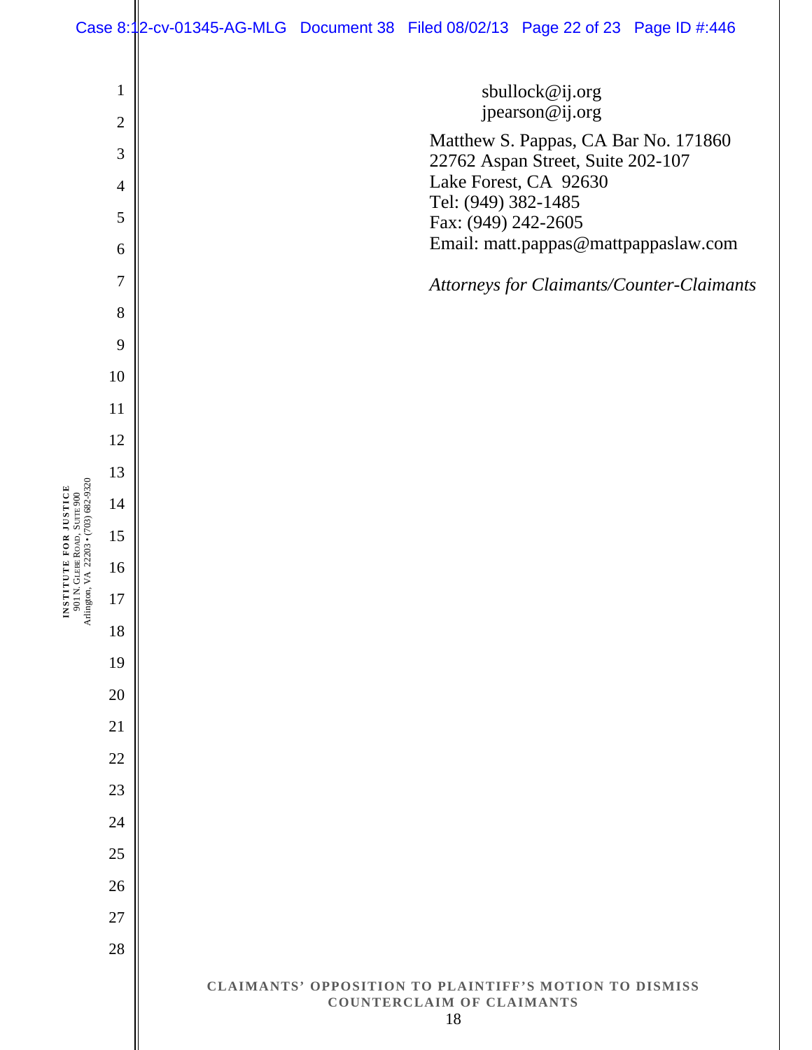sbullock@ij.org
jpearson@ij.org

Matthew S. Pappas, CA Bar No. 171860
22762 Aspan Street, Suite 202-107
Lake Forest, CA 92630
Tel: (949) 382-1485
Fax: (949) 242-2605
Email: matt.pappas@mattpappaslaw.com

*Attorneys for Claimants/Counter-Claimants*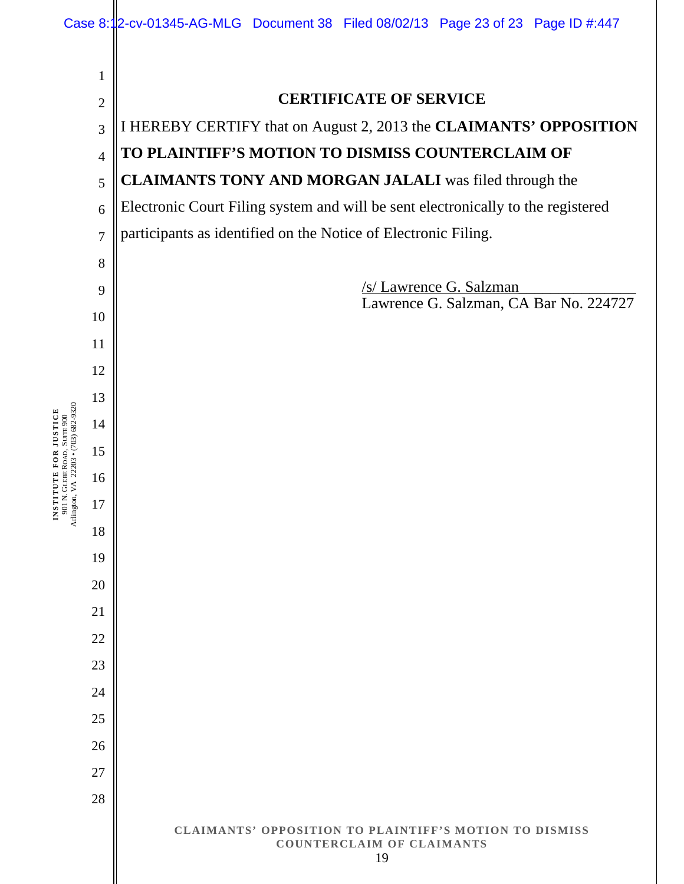## CERTIFICATE OF SERVICE

I HEREBY CERTIFY that on August 2, 2013 the **CLAIMANTS' OPPOSITION TO PLAINTIFF'S MOTION TO DISMISS COUNTERCLAIM OF CLAIMANTS TONY AND MORGAN JALALI** was filed through the Electronic Court Filing system and will be sent electronically to the registered participants as identified on the Notice of Electronic Filing.

/s/ Lawrence G. Salzman
Lawrence G. Salzman, CA Bar No. 224727